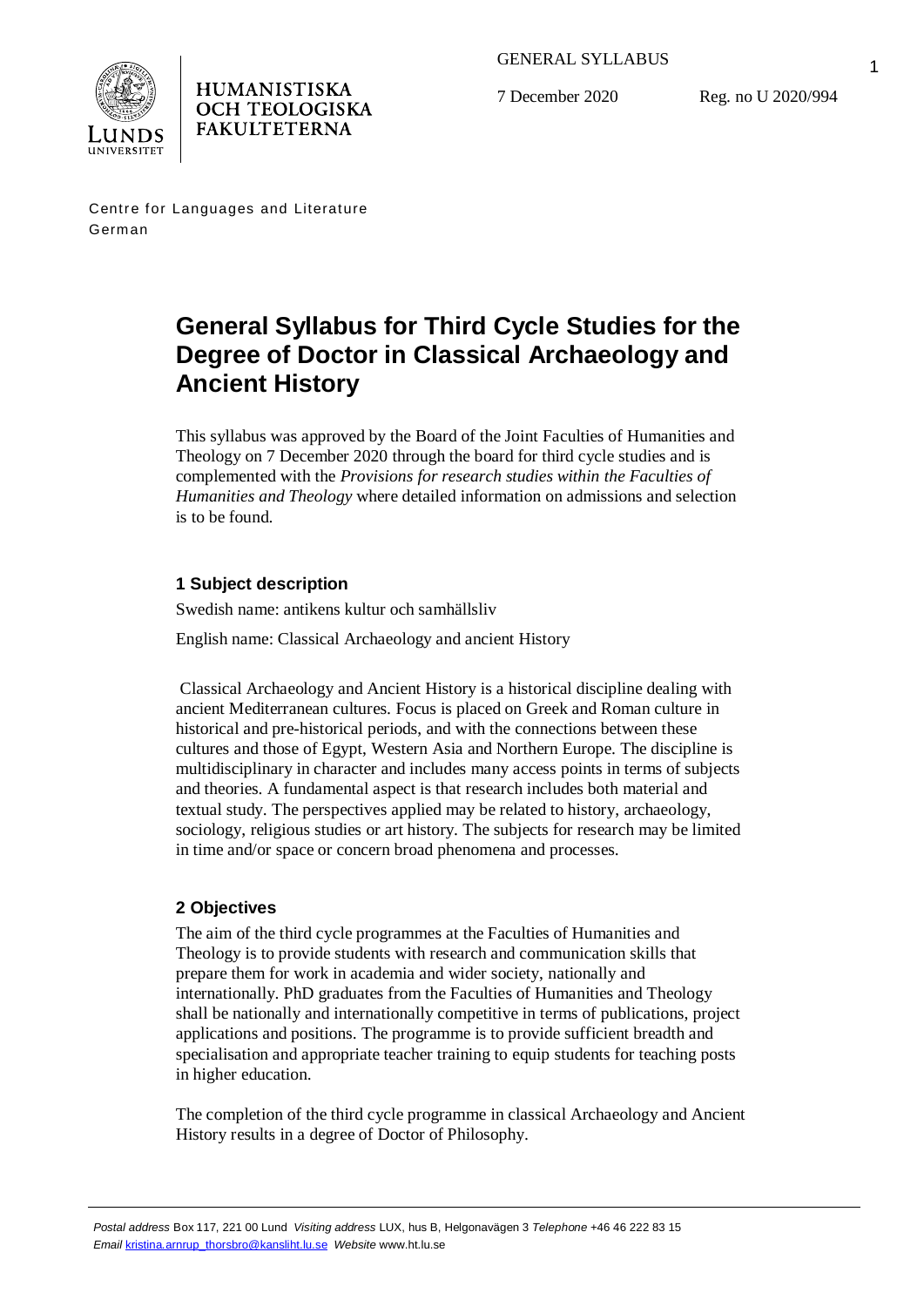GENERAL SYLLABUS

7 December 2020 Reg. no U 2020/994

HUMANISTISKA OCH TEOLOGISKA FAKULTETERNA

Centre for Languages and Literature
German

# General Syllabus for Third Cycle Studies for the Degree of Doctor in Classical Archaeology and Ancient History

This syllabus was approved by the Board of the Joint Faculties of Humanities and Theology on 7 December 2020 through the board for third cycle studies and is complemented with the *Provisions for research studies within the Faculties of Humanities and Theology* where detailed information on admissions and selection is to be found.

## 1 Subject description

Swedish name: antikens kultur och samhällsliv

English name: Classical Archaeology and ancient History

Classical Archaeology and Ancient History is a historical discipline dealing with ancient Mediterranean cultures. Focus is placed on Greek and Roman culture in historical and pre-historical periods, and with the connections between these cultures and those of Egypt, Western Asia and Northern Europe. The discipline is multidisciplinary in character and includes many access points in terms of subjects and theories. A fundamental aspect is that research includes both material and textual study. The perspectives applied may be related to history, archaeology, sociology, religious studies or art history. The subjects for research may be limited in time and/or space or concern broad phenomena and processes.

## 2 Objectives

The aim of the third cycle programmes at the Faculties of Humanities and Theology is to provide students with research and communication skills that prepare them for work in academia and wider society, nationally and internationally. PhD graduates from the Faculties of Humanities and Theology shall be nationally and internationally competitive in terms of publications, project applications and positions. The programme is to provide sufficient breadth and specialisation and appropriate teacher training to equip students for teaching posts in higher education.

The completion of the third cycle programme in classical Archaeology and Ancient History results in a degree of Doctor of Philosophy.

*Postal address* Box 117, 221 00 Lund *Visiting address* LUX, hus B, Helgonavägen 3 *Telephone* +46 46 222 83 15
*Email* kristina.arnrup_thorsbro@kansliht.lu.se *Website* www.ht.lu.se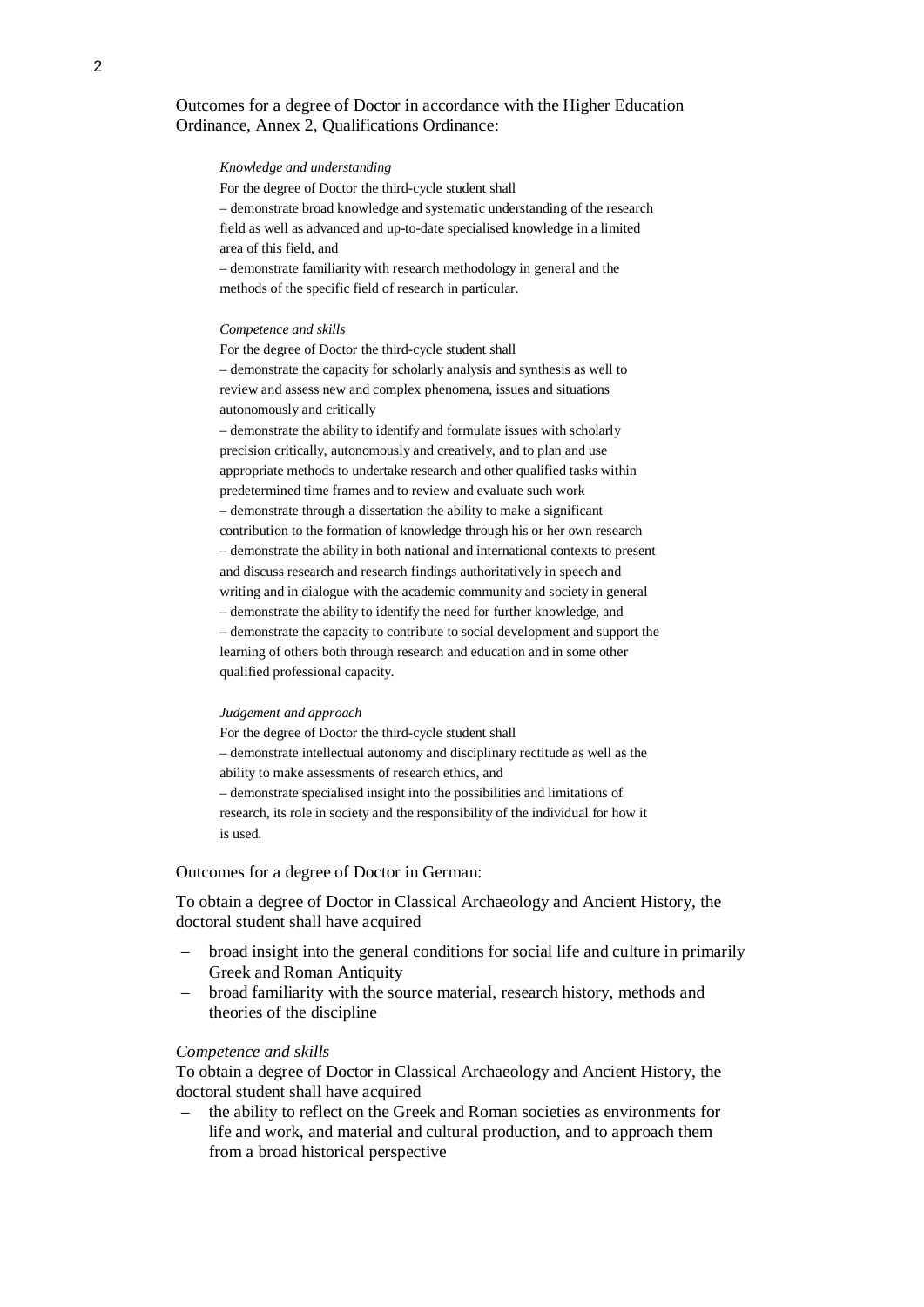Outcomes for a degree of Doctor in accordance with the Higher Education Ordinance, Annex 2, Qualifications Ordinance:

*Knowledge and understanding*

For the degree of Doctor the third-cycle student shall

– demonstrate broad knowledge and systematic understanding of the research field as well as advanced and up-to-date specialised knowledge in a limited area of this field, and

– demonstrate familiarity with research methodology in general and the methods of the specific field of research in particular.

*Competence and skills*

For the degree of Doctor the third-cycle student shall

– demonstrate the capacity for scholarly analysis and synthesis as well to review and assess new and complex phenomena, issues and situations autonomously and critically

– demonstrate the ability to identify and formulate issues with scholarly precision critically, autonomously and creatively, and to plan and use appropriate methods to undertake research and other qualified tasks within predetermined time frames and to review and evaluate such work

– demonstrate through a dissertation the ability to make a significant contribution to the formation of knowledge through his or her own research

– demonstrate the ability in both national and international contexts to present and discuss research and research findings authoritatively in speech and writing and in dialogue with the academic community and society in general

– demonstrate the ability to identify the need for further knowledge, and

– demonstrate the capacity to contribute to social development and support the learning of others both through research and education and in some other qualified professional capacity.

*Judgement and approach*

For the degree of Doctor the third-cycle student shall

– demonstrate intellectual autonomy and disciplinary rectitude as well as the ability to make assessments of research ethics, and

– demonstrate specialised insight into the possibilities and limitations of research, its role in society and the responsibility of the individual for how it is used.

Outcomes for a degree of Doctor in German:

To obtain a degree of Doctor in Classical Archaeology and Ancient History, the doctoral student shall have acquired

- broad insight into the general conditions for social life and culture in primarily Greek and Roman Antiquity
- broad familiarity with the source material, research history, methods and theories of the discipline

*Competence and skills*

To obtain a degree of Doctor in Classical Archaeology and Ancient History, the doctoral student shall have acquired

- the ability to reflect on the Greek and Roman societies as environments for life and work, and material and cultural production, and to approach them from a broad historical perspective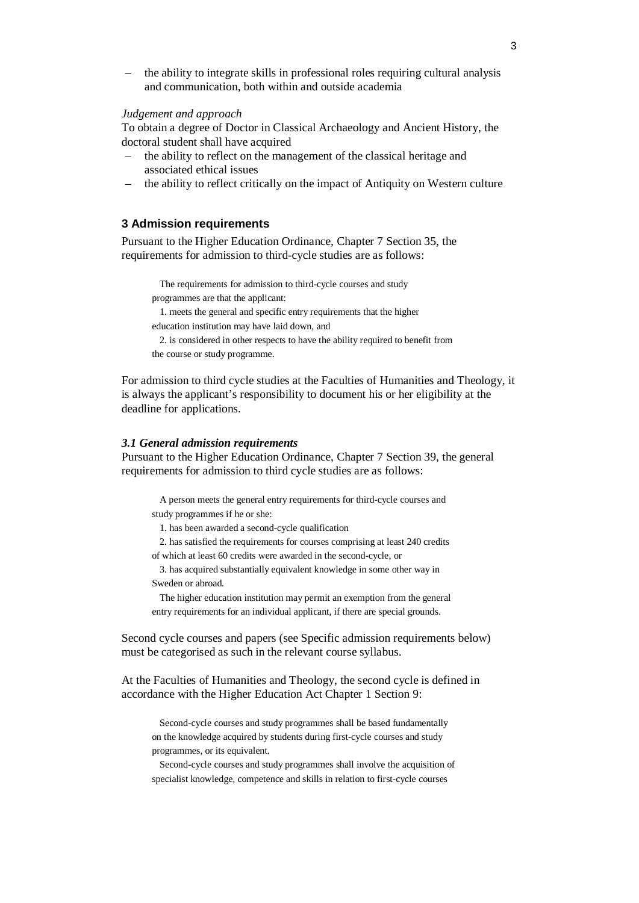– the ability to integrate skills in professional roles requiring cultural analysis and communication, both within and outside academia

*Judgement and approach*
To obtain a degree of Doctor in Classical Archaeology and Ancient History, the doctoral student shall have acquired

– the ability to reflect on the management of the classical heritage and associated ethical issues
– the ability to reflect critically on the impact of Antiquity on Western culture

## 3 Admission requirements

Pursuant to the Higher Education Ordinance, Chapter 7 Section 35, the requirements for admission to third-cycle studies are as follows:

> The requirements for admission to third-cycle courses and study programmes are that the applicant:
> 1. meets the general and specific entry requirements that the higher education institution may have laid down, and
> 2. is considered in other respects to have the ability required to benefit from the course or study programme.

For admission to third cycle studies at the Faculties of Humanities and Theology, it is always the applicant's responsibility to document his or her eligibility at the deadline for applications.

### *3.1 General admission requirements*

Pursuant to the Higher Education Ordinance, Chapter 7 Section 39, the general requirements for admission to third cycle studies are as follows:

> A person meets the general entry requirements for third-cycle courses and study programmes if he or she:
> 1. has been awarded a second-cycle qualification
> 2. has satisfied the requirements for courses comprising at least 240 credits of which at least 60 credits were awarded in the second-cycle, or
> 3. has acquired substantially equivalent knowledge in some other way in Sweden or abroad.
> The higher education institution may permit an exemption from the general entry requirements for an individual applicant, if there are special grounds.

Second cycle courses and papers (see Specific admission requirements below) must be categorised as such in the relevant course syllabus.

At the Faculties of Humanities and Theology, the second cycle is defined in accordance with the Higher Education Act Chapter 1 Section 9:

> Second-cycle courses and study programmes shall be based fundamentally on the knowledge acquired by students during first-cycle courses and study programmes, or its equivalent.
> Second-cycle courses and study programmes shall involve the acquisition of specialist knowledge, competence and skills in relation to first-cycle courses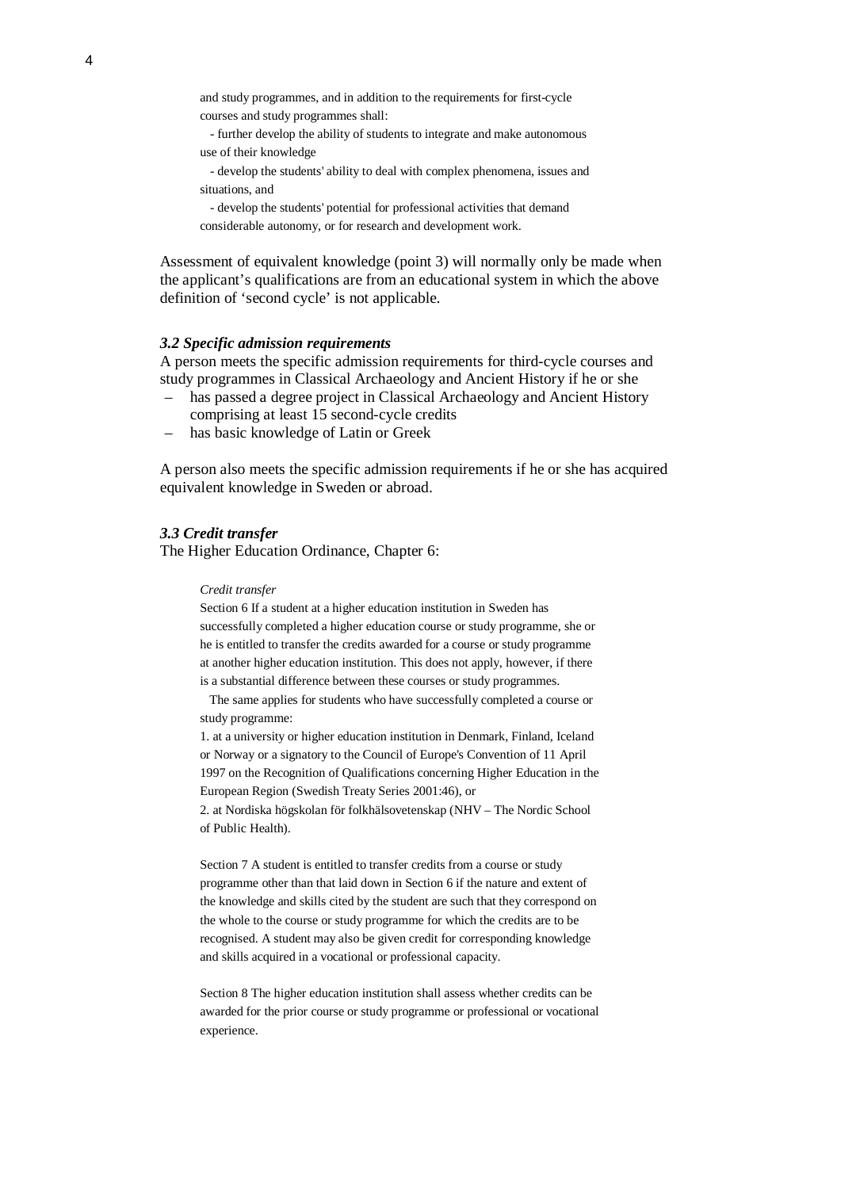> and study programmes, and in addition to the requirements for first-cycle courses and study programmes shall:
>
> - further develop the ability of students to integrate and make autonomous use of their knowledge
> - develop the students' ability to deal with complex phenomena, issues and situations, and
> - develop the students' potential for professional activities that demand considerable autonomy, or for research and development work.

Assessment of equivalent knowledge (point 3) will normally only be made when the applicant's qualifications are from an educational system in which the above definition of 'second cycle' is not applicable.

### *3.2 Specific admission requirements*

A person meets the specific admission requirements for third-cycle courses and study programmes in Classical Archaeology and Ancient History if he or she

- has passed a degree project in Classical Archaeology and Ancient History comprising at least 15 second-cycle credits
- has basic knowledge of Latin or Greek

A person also meets the specific admission requirements if he or she has acquired equivalent knowledge in Sweden or abroad.

### *3.3 Credit transfer*

The Higher Education Ordinance, Chapter 6:

> *Credit transfer*
>
> Section 6 If a student at a higher education institution in Sweden has successfully completed a higher education course or study programme, she or he is entitled to transfer the credits awarded for a course or study programme at another higher education institution. This does not apply, however, if there is a substantial difference between these courses or study programmes.
>
> The same applies for students who have successfully completed a course or study programme:
>
> 1. at a university or higher education institution in Denmark, Finland, Iceland or Norway or a signatory to the Council of Europe's Convention of 11 April 1997 on the Recognition of Qualifications concerning Higher Education in the European Region (Swedish Treaty Series 2001:46), or
> 2. at Nordiska högskolan för folkhälsovetenskap (NHV – The Nordic School of Public Health).
>
> Section 7 A student is entitled to transfer credits from a course or study programme other than that laid down in Section 6 if the nature and extent of the knowledge and skills cited by the student are such that they correspond on the whole to the course or study programme for which the credits are to be recognised. A student may also be given credit for corresponding knowledge and skills acquired in a vocational or professional capacity.
>
> Section 8 The higher education institution shall assess whether credits can be awarded for the prior course or study programme or professional or vocational experience.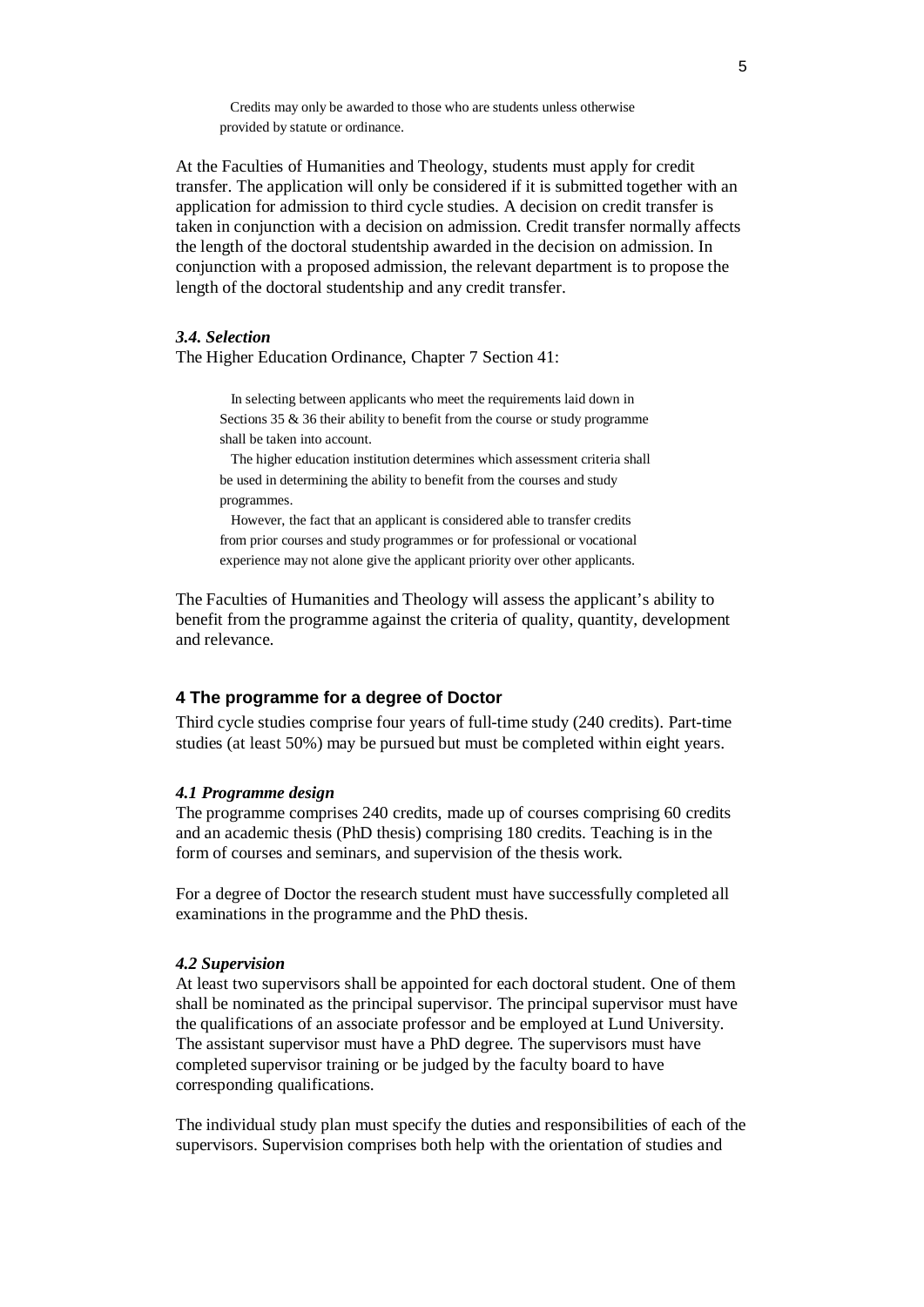> Credits may only be awarded to those who are students unless otherwise provided by statute or ordinance.

At the Faculties of Humanities and Theology, students must apply for credit transfer. The application will only be considered if it is submitted together with an application for admission to third cycle studies. A decision on credit transfer is taken in conjunction with a decision on admission. Credit transfer normally affects the length of the doctoral studentship awarded in the decision on admission. In conjunction with a proposed admission, the relevant department is to propose the length of the doctoral studentship and any credit transfer.

### *3.4. Selection*

The Higher Education Ordinance, Chapter 7 Section 41:

> In selecting between applicants who meet the requirements laid down in Sections 35 & 36 their ability to benefit from the course or study programme shall be taken into account.
>
> The higher education institution determines which assessment criteria shall be used in determining the ability to benefit from the courses and study programmes.
>
> However, the fact that an applicant is considered able to transfer credits from prior courses and study programmes or for professional or vocational experience may not alone give the applicant priority over other applicants.

The Faculties of Humanities and Theology will assess the applicant's ability to benefit from the programme against the criteria of quality, quantity, development and relevance.

## 4 The programme for a degree of Doctor

Third cycle studies comprise four years of full-time study (240 credits). Part-time studies (at least 50%) may be pursued but must be completed within eight years.

### *4.1 Programme design*

The programme comprises 240 credits, made up of courses comprising 60 credits and an academic thesis (PhD thesis) comprising 180 credits. Teaching is in the form of courses and seminars, and supervision of the thesis work.

For a degree of Doctor the research student must have successfully completed all examinations in the programme and the PhD thesis.

### *4.2 Supervision*

At least two supervisors shall be appointed for each doctoral student. One of them shall be nominated as the principal supervisor. The principal supervisor must have the qualifications of an associate professor and be employed at Lund University. The assistant supervisor must have a PhD degree. The supervisors must have completed supervisor training or be judged by the faculty board to have corresponding qualifications.

The individual study plan must specify the duties and responsibilities of each of the supervisors. Supervision comprises both help with the orientation of studies and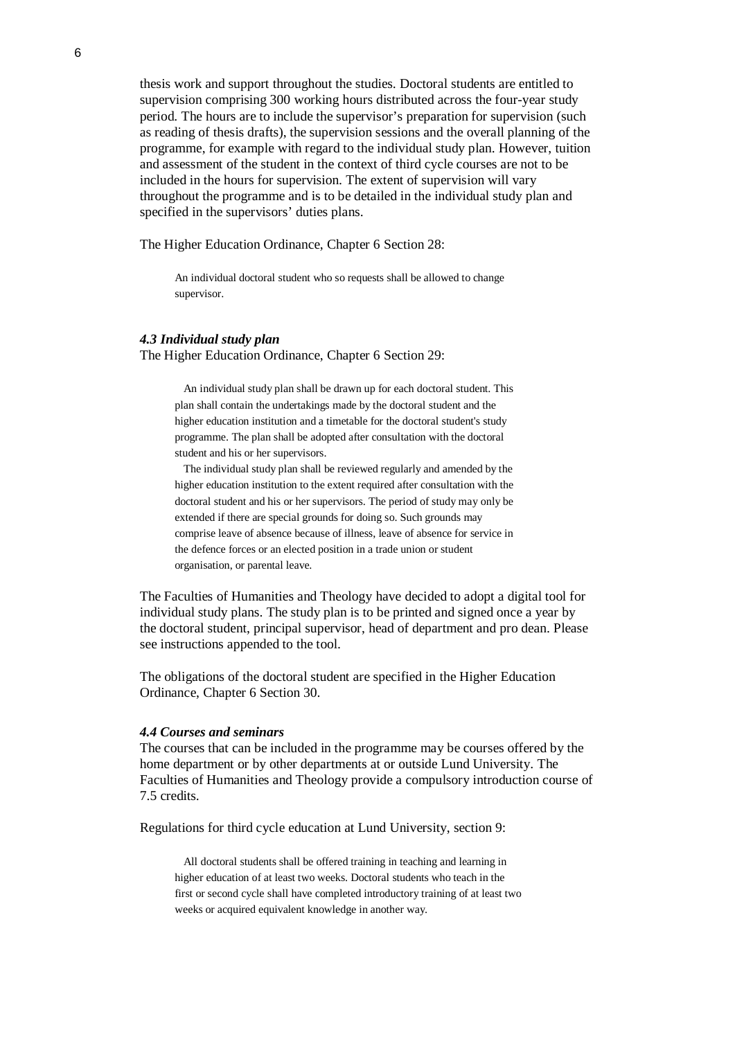thesis work and support throughout the studies. Doctoral students are entitled to supervision comprising 300 working hours distributed across the four-year study period. The hours are to include the supervisor's preparation for supervision (such as reading of thesis drafts), the supervision sessions and the overall planning of the programme, for example with regard to the individual study plan. However, tuition and assessment of the student in the context of third cycle courses are not to be included in the hours for supervision. The extent of supervision will vary throughout the programme and is to be detailed in the individual study plan and specified in the supervisors' duties plans.

The Higher Education Ordinance, Chapter 6 Section 28:

> An individual doctoral student who so requests shall be allowed to change supervisor.

#### *4.3 Individual study plan*

The Higher Education Ordinance, Chapter 6 Section 29:

> An individual study plan shall be drawn up for each doctoral student. This plan shall contain the undertakings made by the doctoral student and the higher education institution and a timetable for the doctoral student's study programme. The plan shall be adopted after consultation with the doctoral student and his or her supervisors.
>
> The individual study plan shall be reviewed regularly and amended by the higher education institution to the extent required after consultation with the doctoral student and his or her supervisors. The period of study may only be extended if there are special grounds for doing so. Such grounds may comprise leave of absence because of illness, leave of absence for service in the defence forces or an elected position in a trade union or student organisation, or parental leave.

The Faculties of Humanities and Theology have decided to adopt a digital tool for individual study plans. The study plan is to be printed and signed once a year by the doctoral student, principal supervisor, head of department and pro dean. Please see instructions appended to the tool.

The obligations of the doctoral student are specified in the Higher Education Ordinance, Chapter 6 Section 30.

#### *4.4 Courses and seminars*

The courses that can be included in the programme may be courses offered by the home department or by other departments at or outside Lund University. The Faculties of Humanities and Theology provide a compulsory introduction course of 7.5 credits.

Regulations for third cycle education at Lund University, section 9:

> All doctoral students shall be offered training in teaching and learning in higher education of at least two weeks. Doctoral students who teach in the first or second cycle shall have completed introductory training of at least two weeks or acquired equivalent knowledge in another way.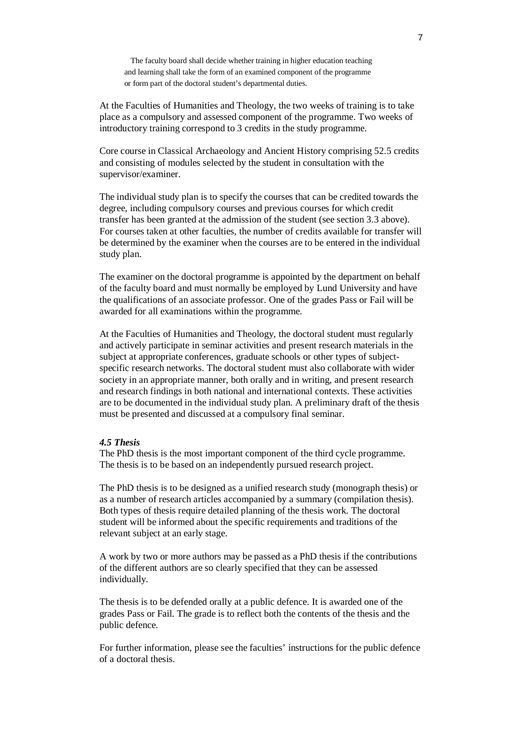> The faculty board shall decide whether training in higher education teaching and learning shall take the form of an examined component of the programme or form part of the doctoral student's departmental duties.

At the Faculties of Humanities and Theology, the two weeks of training is to take place as a compulsory and assessed component of the programme. Two weeks of introductory training correspond to 3 credits in the study programme.

Core course in Classical Archaeology and Ancient History comprising 52.5 credits and consisting of modules selected by the student in consultation with the supervisor/examiner.

The individual study plan is to specify the courses that can be credited towards the degree, including compulsory courses and previous courses for which credit transfer has been granted at the admission of the student (see section 3.3 above). For courses taken at other faculties, the number of credits available for transfer will be determined by the examiner when the courses are to be entered in the individual study plan.

The examiner on the doctoral programme is appointed by the department on behalf of the faculty board and must normally be employed by Lund University and have the qualifications of an associate professor. One of the grades Pass or Fail will be awarded for all examinations within the programme.

At the Faculties of Humanities and Theology, the doctoral student must regularly and actively participate in seminar activities and present research materials in the subject at appropriate conferences, graduate schools or other types of subject-specific research networks. The doctoral student must also collaborate with wider society in an appropriate manner, both orally and in writing, and present research and research findings in both national and international contexts. These activities are to be documented in the individual study plan. A preliminary draft of the thesis must be presented and discussed at a compulsory final seminar.

#### *4.5 Thesis*

The PhD thesis is the most important component of the third cycle programme. The thesis is to be based on an independently pursued research project.

The PhD thesis is to be designed as a unified research study (monograph thesis) or as a number of research articles accompanied by a summary (compilation thesis). Both types of thesis require detailed planning of the thesis work. The doctoral student will be informed about the specific requirements and traditions of the relevant subject at an early stage.

A work by two or more authors may be passed as a PhD thesis if the contributions of the different authors are so clearly specified that they can be assessed individually.

The thesis is to be defended orally at a public defence. It is awarded one of the grades Pass or Fail. The grade is to reflect both the contents of the thesis and the public defence.

For further information, please see the faculties' instructions for the public defence of a doctoral thesis.